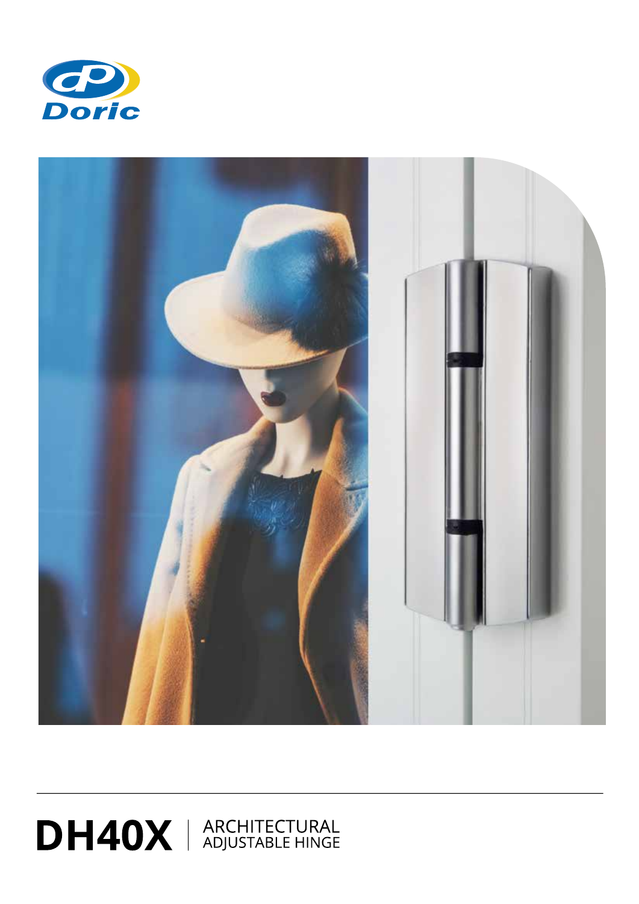Doric

# DH40X | ARCHITECTURAL ADJUSTABLE HINGE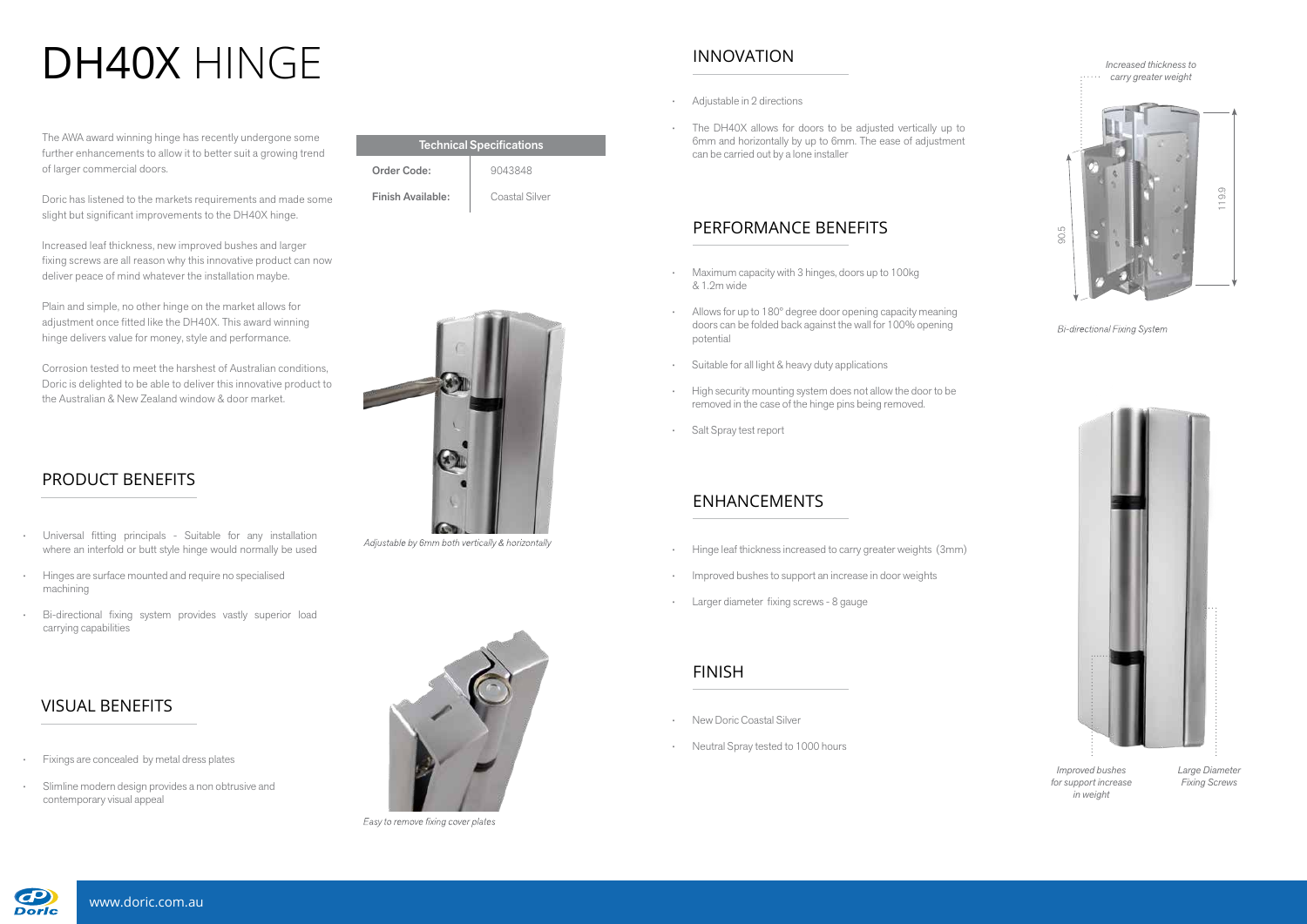# DH40X HINGE

The AWA award winning hinge has recently undergone some further enhancements to allow it to better suit a growing trend of larger commercial doors.

Doric has listened to the markets requirements and made some slight but significant improvements to the DH40X hinge.

Increased leaf thickness, new improved bushes and larger fixing screws are all reason why this innovative product can now deliver peace of mind whatever the installation maybe.

Plain and simple, no other hinge on the market allows for adjustment once fitted like the DH40X. This award winning hinge delivers value for money, style and performance.

Corrosion tested to meet the harshest of Australian conditions, Doric is delighted to be able to deliver this innovative product to the Australian & New Zealand window & door market.

| Technical Specifications | |
|---|---|
| **Order Code:** | 9043848 |
| **Finish Available:** | Coastal Silver |

## PRODUCT BENEFITS

- Universal fitting principals - Suitable for any installation where an interfold or butt style hinge would normally be used
- Hinges are surface mounted and require no specialised machining
- Bi-directional fixing system provides vastly superior load carrying capabilities

## VISUAL BENEFITS

- Fixings are concealed by metal dress plates
- Slimline modern design provides a non obtrusive and contemporary visual appeal

*Adjustable by 6mm both vertically & horizontally*

*Easy to remove fixing cover plates*

## INNOVATION

- Adjustable in 2 directions
- The DH40X allows for doors to be adjusted vertically up to 6mm and horizontally by up to 6mm. The ease of adjustment can be carried out by a lone installer

## PERFORMANCE BENEFITS

- Maximum capacity with 3 hinges, doors up to 100kg & 1.2m wide
- Allows for up to 180° degree door opening capacity meaning doors can be folded back against the wall for 100% opening potential
- Suitable for all light & heavy duty applications
- High security mounting system does not allow the door to be removed in the case of the hinge pins being removed.
- Salt Spray test report

## ENHANCEMENTS

- Hinge leaf thickness increased to carry greater weights (3mm)
- Improved bushes to support an increase in door weights
- Larger diameter fixing screws - 8 gauge

## FINISH

- New Doric Coastal Silver
- Neutral Spray tested to 1000 hours

*Increased thickness to carry greater weight*

90.5

119.9

*Bi-directional Fixing System*

*Improved bushes for support increase in weight*

*Large Diameter Fixing Screws*

www.doric.com.au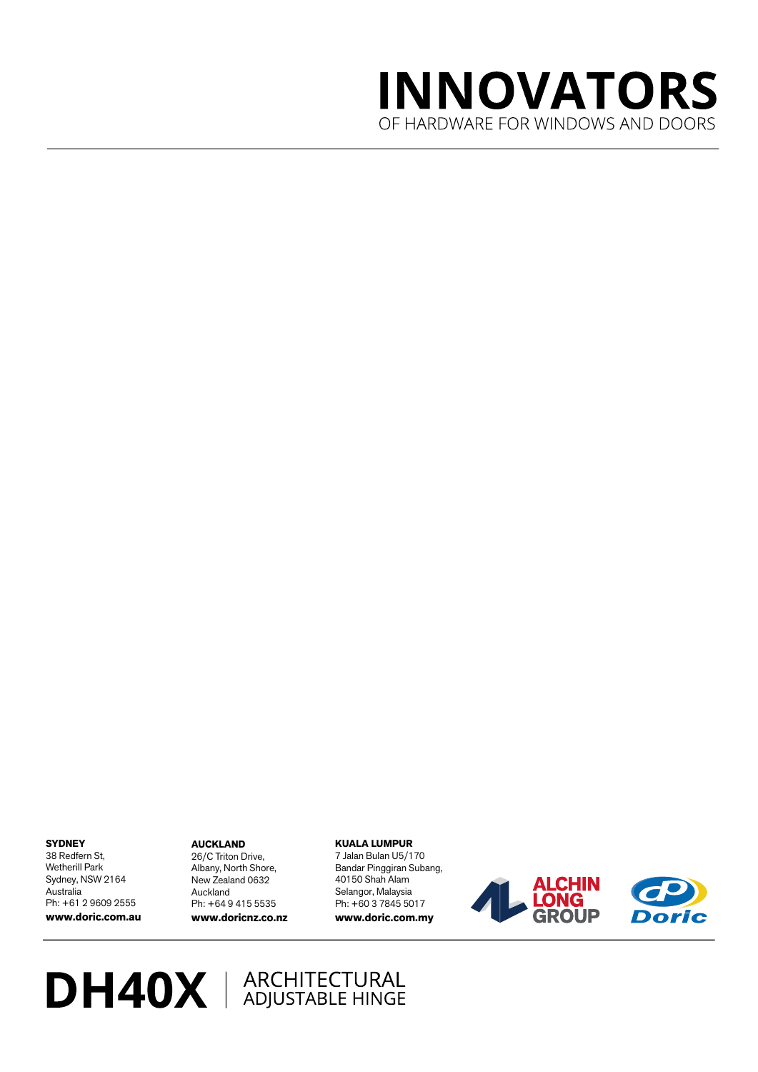# INNOVATORS

OF HARDWARE FOR WINDOWS AND DOORS

**SYDNEY**
38 Redfern St,
Wetherill Park
Sydney, NSW 2164
Australia
Ph: +61 2 9609 2555
**www.doric.com.au**

**AUCKLAND**
26/C Triton Drive,
Albany, North Shore,
New Zealand 0632
Auckland
Ph: +64 9 415 5535
**www.doricnz.co.nz**

**KUALA LUMPUR**
7 Jalan Bulan U5/170
Bandar Pinggiran Subang,
40150 Shah Alam
Selangor, Malaysia
Ph: +60 3 7845 5017
**www.doric.com.my**

ALCHIN LONG GROUP

Doric

**DH40X** | ARCHITECTURAL ADJUSTABLE HINGE